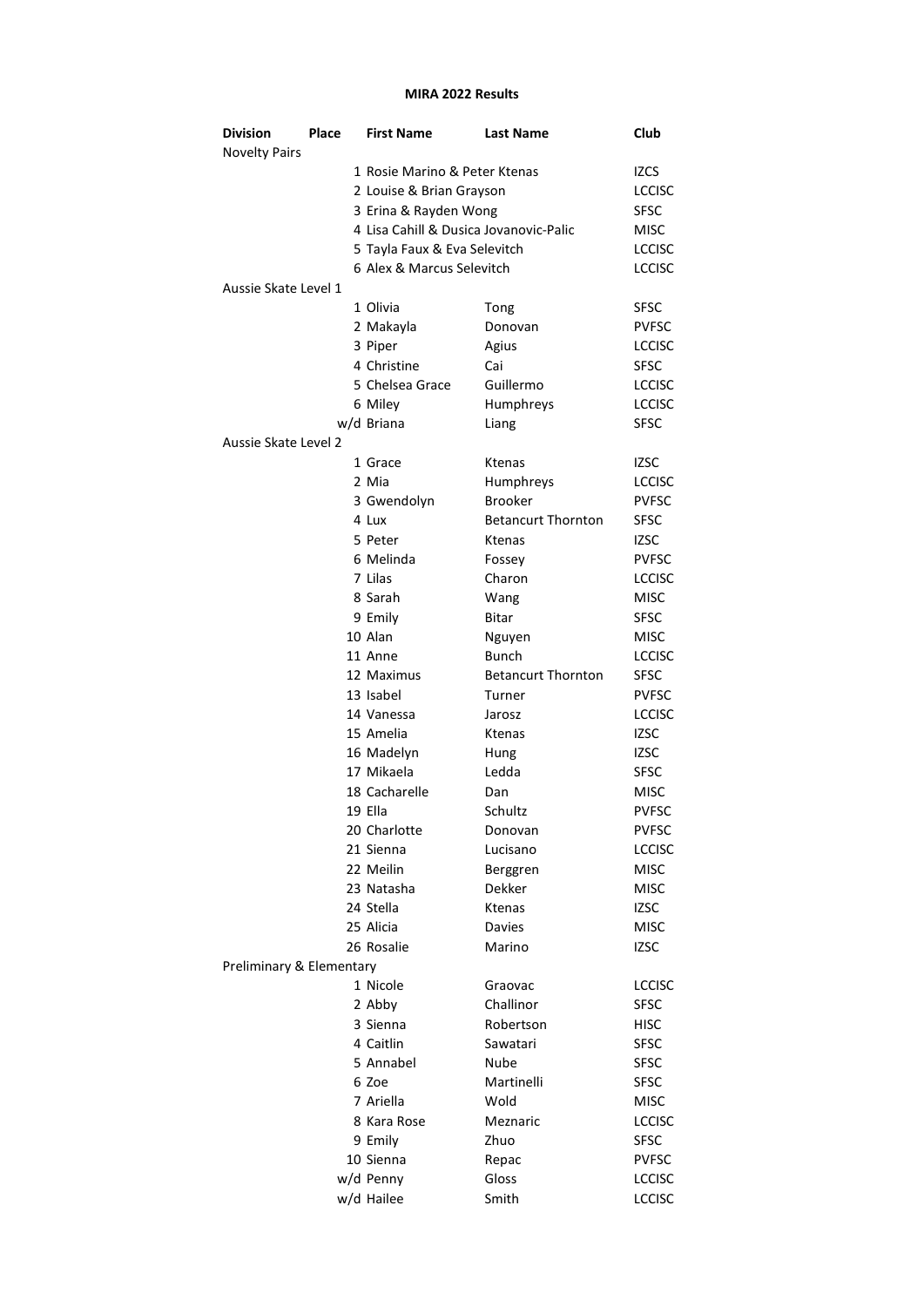**MIRA 2022 Results**

| Division | Place | First Name | Last Name | Club |
|---|---|---|---|---|
| Novelty Pairs | | | | |
| | 1 | Rosie Marino & Peter Ktenas | | IZCS |
| | 2 | Louise & Brian Grayson | | LCCISC |
| | 3 | Erina & Rayden Wong | | SFSC |
| | 4 | Lisa Cahill & Dusica Jovanovic-Palic | | MISC |
| | 5 | Tayla Faux & Eva Selevitch | | LCCISC |
| | 6 | Alex & Marcus Selevitch | | LCCISC |
| Aussie Skate Level 1 | | | | |
| | 1 | Olivia | Tong | SFSC |
| | 2 | Makayla | Donovan | PVFSC |
| | 3 | Piper | Agius | LCCISC |
| | 4 | Christine | Cai | SFSC |
| | 5 | Chelsea Grace | Guillermo | LCCISC |
| | 6 | Miley | Humphreys | LCCISC |
| | w/d | Briana | Liang | SFSC |
| Aussie Skate Level 2 | | | | |
| | 1 | Grace | Ktenas | IZSC |
| | 2 | Mia | Humphreys | LCCISC |
| | 3 | Gwendolyn | Brooker | PVFSC |
| | 4 | Lux | Betancurt Thornton | SFSC |
| | 5 | Peter | Ktenas | IZSC |
| | 6 | Melinda | Fossey | PVFSC |
| | 7 | Lilas | Charon | LCCISC |
| | 8 | Sarah | Wang | MISC |
| | 9 | Emily | Bitar | SFSC |
| | 10 | Alan | Nguyen | MISC |
| | 11 | Anne | Bunch | LCCISC |
| | 12 | Maximus | Betancurt Thornton | SFSC |
| | 13 | Isabel | Turner | PVFSC |
| | 14 | Vanessa | Jarosz | LCCISC |
| | 15 | Amelia | Ktenas | IZSC |
| | 16 | Madelyn | Hung | IZSC |
| | 17 | Mikaela | Ledda | SFSC |
| | 18 | Cacharelle | Dan | MISC |
| | 19 | Ella | Schultz | PVFSC |
| | 20 | Charlotte | Donovan | PVFSC |
| | 21 | Sienna | Lucisano | LCCISC |
| | 22 | Meilin | Berggren | MISC |
| | 23 | Natasha | Dekker | MISC |
| | 24 | Stella | Ktenas | IZSC |
| | 25 | Alicia | Davies | MISC |
| | 26 | Rosalie | Marino | IZSC |
| Preliminary & Elementary | | | | |
| | 1 | Nicole | Graovac | LCCISC |
| | 2 | Abby | Challinor | SFSC |
| | 3 | Sienna | Robertson | HISC |
| | 4 | Caitlin | Sawatari | SFSC |
| | 5 | Annabel | Nube | SFSC |
| | 6 | Zoe | Martinelli | SFSC |
| | 7 | Ariella | Wold | MISC |
| | 8 | Kara Rose | Meznaric | LCCISC |
| | 9 | Emily | Zhuo | SFSC |
| | 10 | Sienna | Repac | PVFSC |
| | w/d | Penny | Gloss | LCCISC |
| | w/d | Hailee | Smith | LCCISC |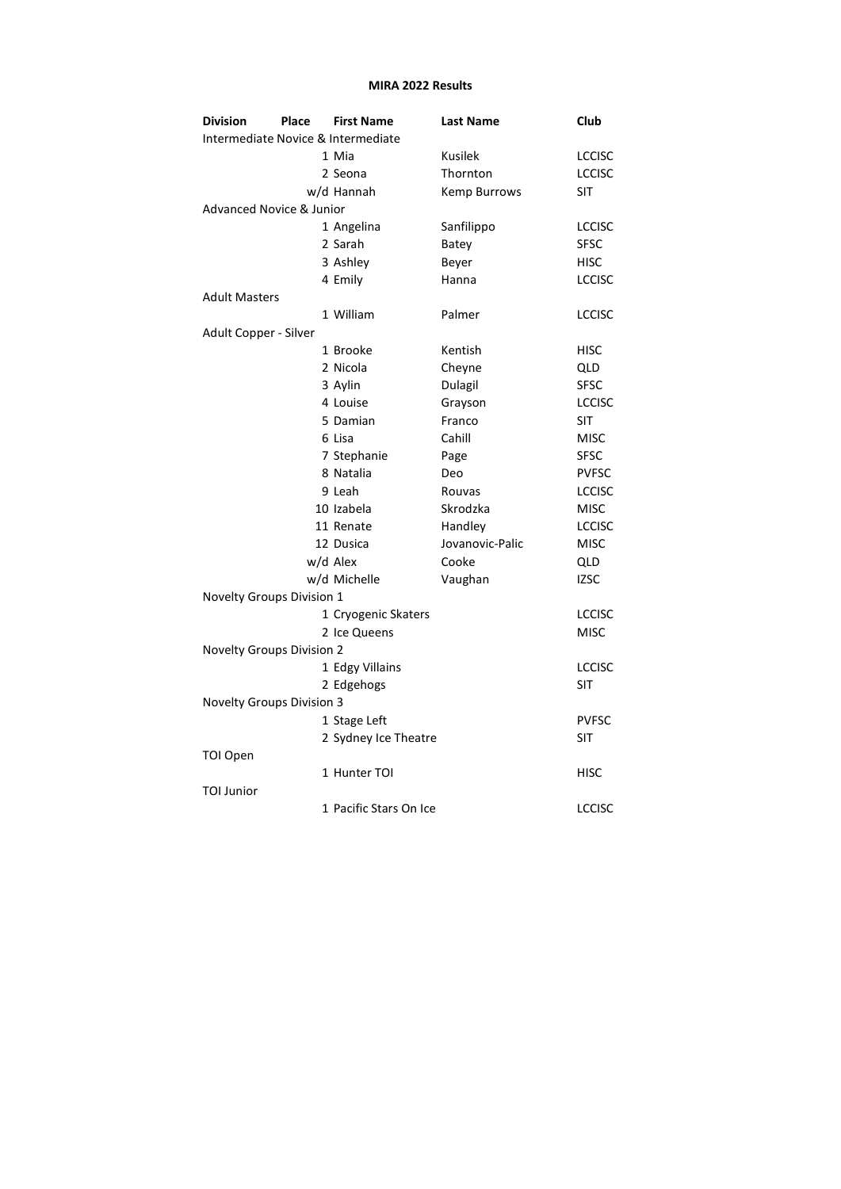**MIRA 2022 Results**

| Division | Place | First Name | Last Name | Club |
|---|---|---|---|---|
| Intermediate Novice & Intermediate | | | | |
| | 1 | Mia | Kusilek | LCCISC |
| | 2 | Seona | Thornton | LCCISC |
| | w/d | Hannah | Kemp Burrows | SIT |
| Advanced Novice & Junior | | | | |
| | 1 | Angelina | Sanfilippo | LCCISC |
| | 2 | Sarah | Batey | SFSC |
| | 3 | Ashley | Beyer | HISC |
| | 4 | Emily | Hanna | LCCISC |
| Adult Masters | | | | |
| | 1 | William | Palmer | LCCISC |
| Adult Copper - Silver | | | | |
| | 1 | Brooke | Kentish | HISC |
| | 2 | Nicola | Cheyne | QLD |
| | 3 | Aylin | Dulagil | SFSC |
| | 4 | Louise | Grayson | LCCISC |
| | 5 | Damian | Franco | SIT |
| | 6 | Lisa | Cahill | MISC |
| | 7 | Stephanie | Page | SFSC |
| | 8 | Natalia | Deo | PVFSC |
| | 9 | Leah | Rouvas | LCCISC |
| | 10 | Izabela | Skrodzka | MISC |
| | 11 | Renate | Handley | LCCISC |
| | 12 | Dusica | Jovanovic-Palic | MISC |
| | w/d | Alex | Cooke | QLD |
| | w/d | Michelle | Vaughan | IZSC |
| Novelty Groups Division 1 | | | | |
| | 1 | Cryogenic Skaters | | LCCISC |
| | 2 | Ice Queens | | MISC |
| Novelty Groups Division 2 | | | | |
| | 1 | Edgy Villains | | LCCISC |
| | 2 | Edgehogs | | SIT |
| Novelty Groups Division 3 | | | | |
| | 1 | Stage Left | | PVFSC |
| | 2 | Sydney Ice Theatre | | SIT |
| TOI Open | | | | |
| | 1 | Hunter TOI | | HISC |
| TOI Junior | | | | |
| | 1 | Pacific Stars On Ice | | LCCISC |